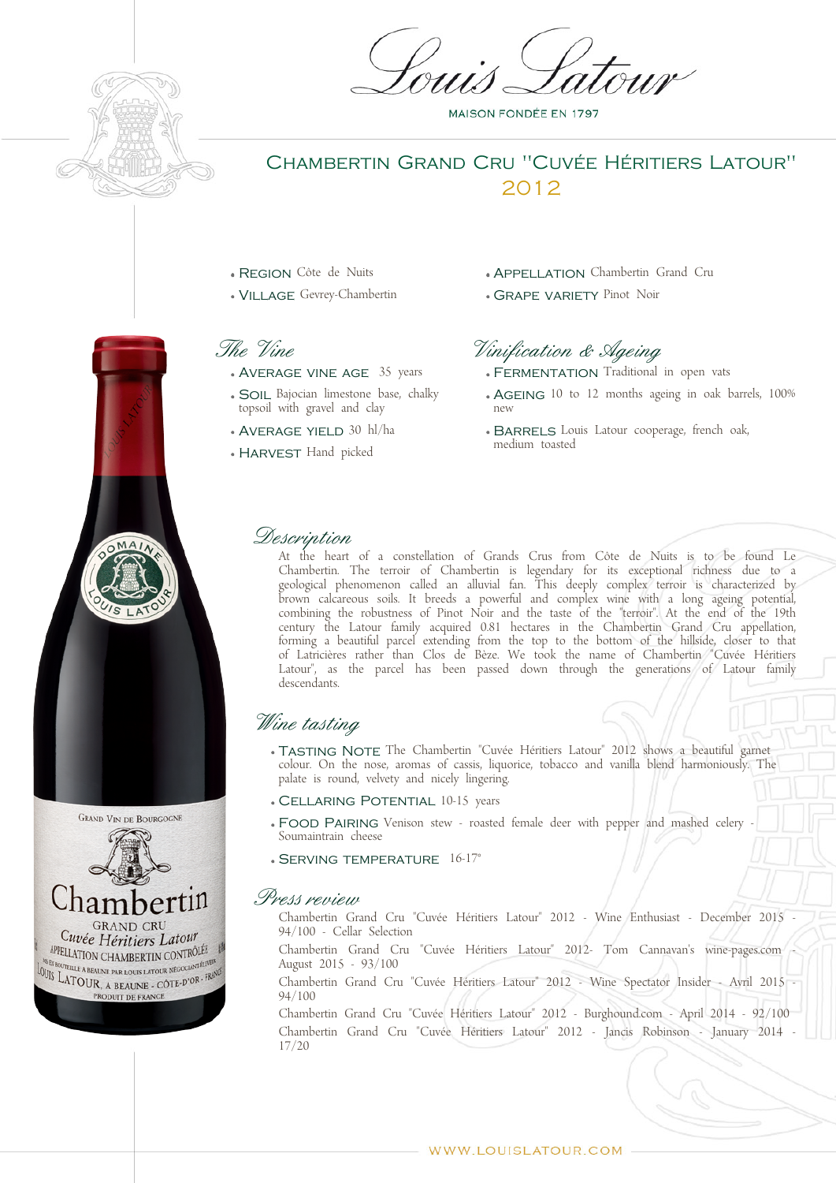# Louis Latour

MAISON FONDÉE EN 1797

## Chambertin Grand Cru "Cuvée Héritiers Latour" 2012

- **Region** Côte de Nuits
- **Village** Gevrey-Chambertin
- **Appellation** Chambertin Grand Cru
- **Grape variety** Pinot Noir

### *The Vine*

- **Average vine age** 35 years
- **Soil** Bajocian limestone base, chalky topsoil with gravel and clay
- **Average yield** 30 hl/ha
- **Harvest** Hand picked

### *Vinification & Ageing*

- **Fermentation** Traditional in open vats
- **Ageing** 10 to 12 months ageing in oak barrels, 100% new
- **Barrels** Louis Latour cooperage, french oak, medium toasted

### *Description*

At the heart of a constellation of Grands Crus from Côte de Nuits is to be found Le Chambertin. The terroir of Chambertin is legendary for its exceptional richness due to a geological phenomenon called an alluvial fan. This deeply complex terroir is characterized by brown calcareous soils. It breeds a powerful and complex wine with a long ageing potential, combining the robustness of Pinot Noir and the taste of the "terroir". At the end of the 19th century the Latour family acquired 0.81 hectares in the Chambertin Grand Cru appellation, forming a beautiful parcel extending from the top to the bottom of the hillside, closer to that of Latricières rather than Clos de Bèze. We took the name of Chambertin "Cuvée Héritiers Latour", as the parcel has been passed down through the generations of Latour family descendants.

### *Wine tasting*

- **Tasting note** The Chambertin "Cuvée Héritiers Latour" 2012 shows a beautiful garnet colour. On the nose, aromas of cassis, liquorice, tobacco and vanilla blend harmoniously. The palate is round, velvety and nicely lingering.
- **Cellaring potential** 10-15 years
- **Food pairing** Venison stew - roasted female deer with pepper and mashed celery - Soumaintrain cheese
- **Serving temperature** 16-17°

### *Press review*

Chambertin Grand Cru "Cuvée Héritiers Latour" 2012 - Wine Enthusiast - December 2015 - 94/100 - Cellar Selection

Chambertin Grand Cru "Cuvée Héritiers Latour" 2012- Tom Cannavan's wine-pages.com - August 2015 - 93/100

Chambertin Grand Cru "Cuvée Héritiers Latour" 2012 - Wine Spectator Insider - Avril 2015 - 94/100

Chambertin Grand Cru "Cuvée Héritiers Latour" 2012 - Burghound.com - April 2014 - 92/100

Chambertin Grand Cru "Cuvée Héritiers Latour" 2012 - Jancis Robinson - January 2014 - 17/20

WWW.LOUISLATOUR.COM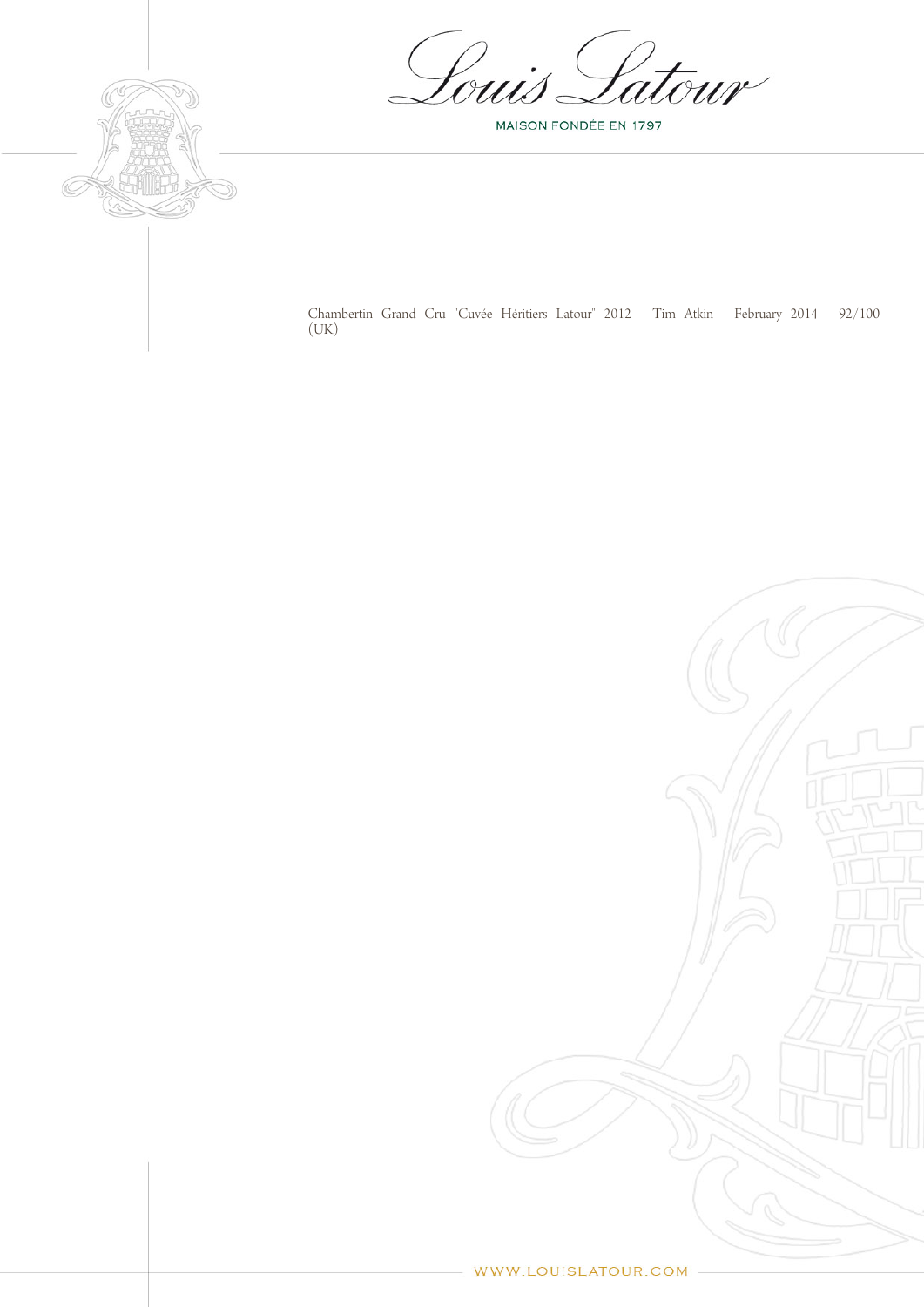Chambertin Grand Cru "Cuvée Héritiers Latour" 2012 - Tim Atkin - February 2014 - 92/100 (UK)